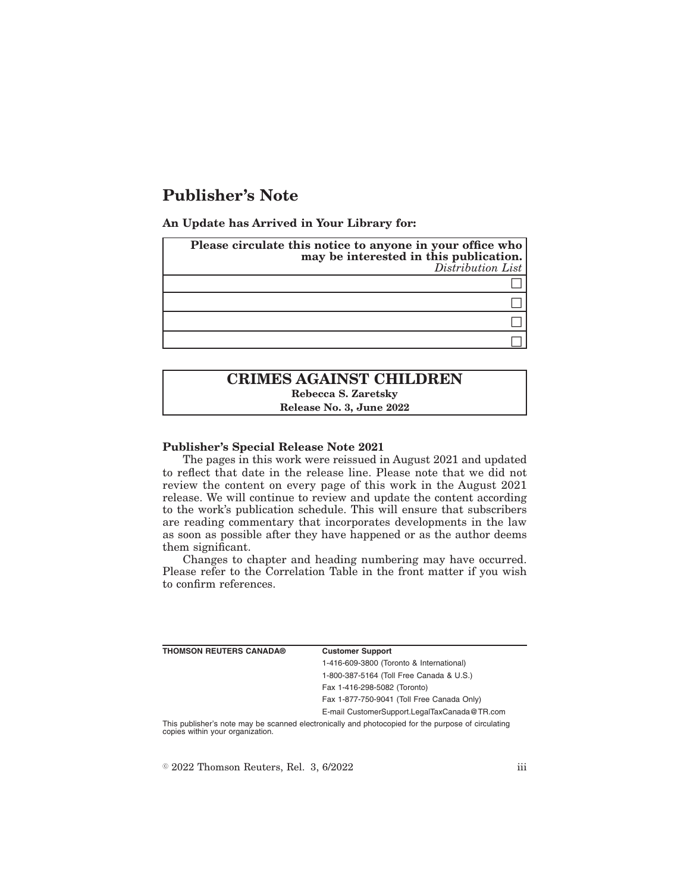# Publisher's Note

**An Update has Arrived in Your Library for:**

| **Please circulate this notice to anyone in your office who may be interested in this publication.** *Distribution List* |
|---|
| ☐ |
| ☐ |
| ☐ |
| ☐ |

## CRIMES AGAINST CHILDREN

**Rebecca S. Zaretsky**

**Release No. 3, June 2022**

**Publisher's Special Release Note 2021**

The pages in this work were reissued in August 2021 and updated to reflect that date in the release line. Please note that we did not review the content on every page of this work in the August 2021 release. We will continue to review and update the content according to the work's publication schedule. This will ensure that subscribers are reading commentary that incorporates developments in the law as soon as possible after they have happened or as the author deems them significant.

Changes to chapter and heading numbering may have occurred. Please refer to the Correlation Table in the front matter if you wish to confirm references.

| **THOMSON REUTERS CANADA®** | **Customer Support** |
|---|---|
| | 1-416-609-3800 (Toronto & International) |
| | 1-800-387-5164 (Toll Free Canada & U.S.) |
| | Fax 1-416-298-5082 (Toronto) |
| | Fax 1-877-750-9041 (Toll Free Canada Only) |
| | E-mail CustomerSupport.LegalTaxCanada@TR.com |

This publisher's note may be scanned electronically and photocopied for the purpose of circulating copies within your organization.

© 2022 Thomson Reuters, Rel. 3, 6/2022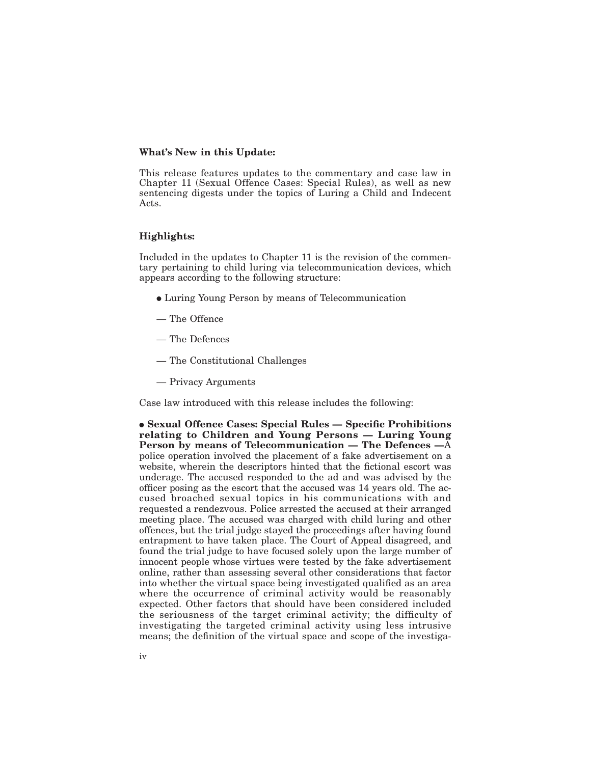**What's New in this Update:**

This release features updates to the commentary and case law in Chapter 11 (Sexual Offence Cases: Special Rules), as well as new sentencing digests under the topics of Luring a Child and Indecent Acts.

**Highlights:**

Included in the updates to Chapter 11 is the revision of the commentary pertaining to child luring via telecommunication devices, which appears according to the following structure:

- Luring Young Person by means of Telecommunication

— The Offence

— The Defences

— The Constitutional Challenges

— Privacy Arguments

Case law introduced with this release includes the following:

- **Sexual Offence Cases: Special Rules — Specific Prohibitions relating to Children and Young Persons — Luring Young Person by means of Telecommunication — The Defences —** A police operation involved the placement of a fake advertisement on a website, wherein the descriptors hinted that the fictional escort was underage. The accused responded to the ad and was advised by the officer posing as the escort that the accused was 14 years old. The accused broached sexual topics in his communications with and requested a rendezvous. Police arrested the accused at their arranged meeting place. The accused was charged with child luring and other offences, but the trial judge stayed the proceedings after having found entrapment to have taken place. The Court of Appeal disagreed, and found the trial judge to have focused solely upon the large number of innocent people whose virtues were tested by the fake advertisement online, rather than assessing several other considerations that factor into whether the virtual space being investigated qualified as an area where the occurrence of criminal activity would be reasonably expected. Other factors that should have been considered included the seriousness of the target criminal activity; the difficulty of investigating the targeted criminal activity using less intrusive means; the definition of the virtual space and scope of the investiga-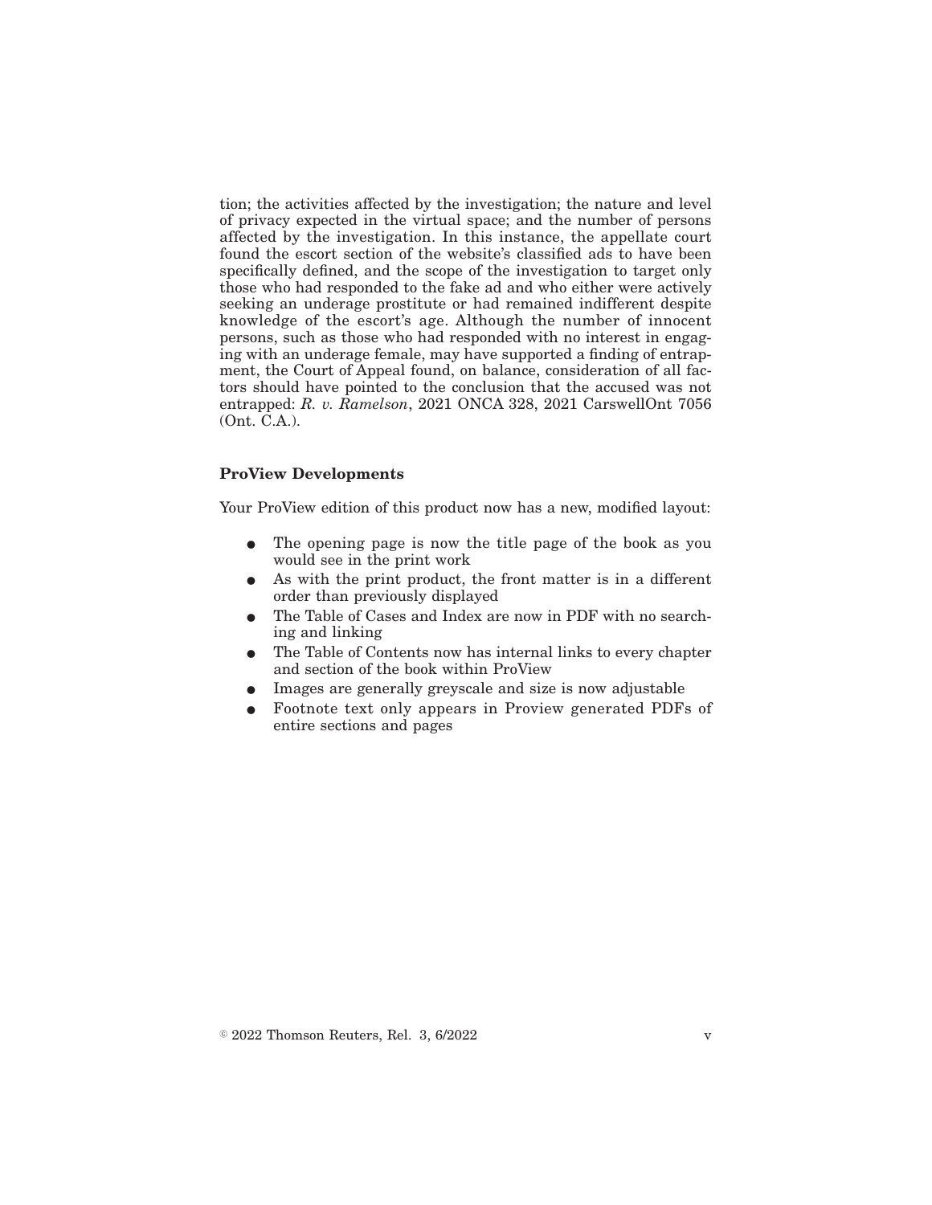tion; the activities affected by the investigation; the nature and level of privacy expected in the virtual space; and the number of persons affected by the investigation. In this instance, the appellate court found the escort section of the website's classified ads to have been specifically defined, and the scope of the investigation to target only those who had responded to the fake ad and who either were actively seeking an underage prostitute or had remained indifferent despite knowledge of the escort's age. Although the number of innocent persons, such as those who had responded with no interest in engaging with an underage female, may have supported a finding of entrapment, the Court of Appeal found, on balance, consideration of all factors should have pointed to the conclusion that the accused was not entrapped: *R. v. Ramelson*, 2021 ONCA 328, 2021 CarswellOnt 7056 (Ont. C.A.).

**ProView Developments**

Your ProView edition of this product now has a new, modified layout:

- The opening page is now the title page of the book as you would see in the print work
- As with the print product, the front matter is in a different order than previously displayed
- The Table of Cases and Index are now in PDF with no searching and linking
- The Table of Contents now has internal links to every chapter and section of the book within ProView
- Images are generally greyscale and size is now adjustable
- Footnote text only appears in Proview generated PDFs of entire sections and pages

© 2022 Thomson Reuters, Rel. 3, 6/2022